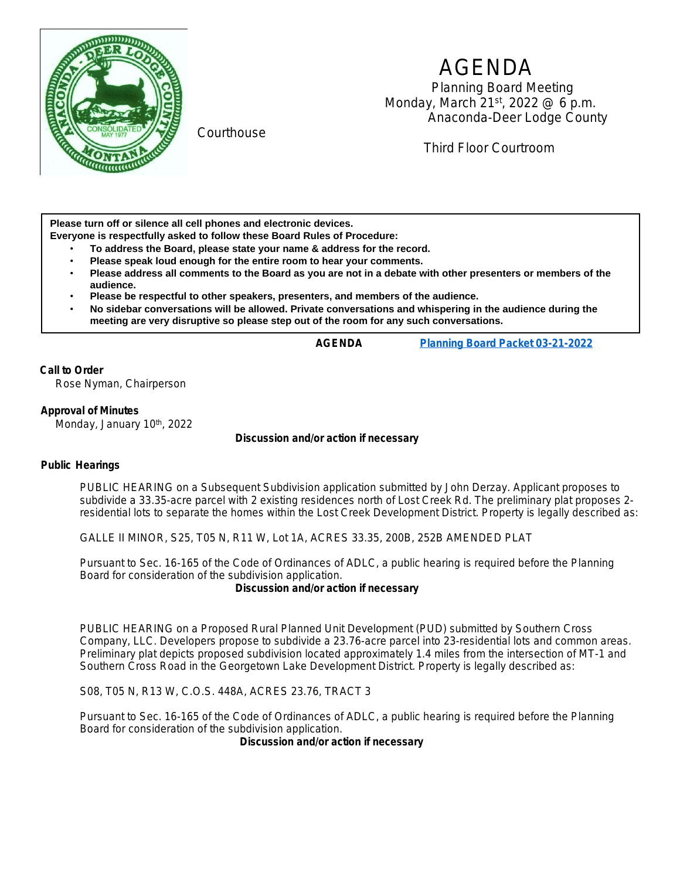# AGENDA

Planning Board Meeting
Monday, March 21st, 2022 @ 6 p.m.
Anaconda-Deer Lodge County
Courthouse
Third Floor Courtroom

**Please turn off or silence all cell phones and electronic devices.**
**Everyone is respectfully asked to follow these Board Rules of Procedure:**

- **To address the Board, please state your name & address for the record.**
- **Please speak loud enough for the entire room to hear your comments.**
- **Please address all comments to the Board as you are not in a debate with other presenters or members of the audience.**
- **Please be respectful to other speakers, presenters, and members of the audience.**
- **No sidebar conversations will be allowed. Private conversations and whispering in the audience during the meeting are very disruptive so please step out of the room for any such conversations.**

**AGENDA** **Planning Board Packet 03-21-2022**

**Call to Order**
Rose Nyman, Chairperson

**Approval of Minutes**
Monday, January 10th, 2022

**Discussion and/or action if necessary**

**Public Hearings**

PUBLIC HEARING on a Subsequent Subdivision application submitted by John Derzay. Applicant proposes to subdivide a 33.35-acre parcel with 2 existing residences north of Lost Creek Rd. The preliminary plat proposes 2-residential lots to separate the homes within the Lost Creek Development District. Property is legally described as:

GALLE II MINOR, S25, T05 N, R11 W, Lot 1A, ACRES 33.35, 200B, 252B AMENDED PLAT

Pursuant to Sec. 16-165 of the Code of Ordinances of ADLC, a public hearing is required before the Planning Board for consideration of the subdivision application.

**Discussion and/or action if necessary**

PUBLIC HEARING on a Proposed Rural Planned Unit Development (PUD) submitted by Southern Cross Company, LLC. Developers propose to subdivide a 23.76-acre parcel into 23-residential lots and common areas. Preliminary plat depicts proposed subdivision located approximately 1.4 miles from the intersection of MT-1 and Southern Cross Road in the Georgetown Lake Development District. Property is legally described as:

S08, T05 N, R13 W, C.O.S. 448A, ACRES 23.76, TRACT 3

Pursuant to Sec. 16-165 of the Code of Ordinances of ADLC, a public hearing is required before the Planning Board for consideration of the subdivision application.

**Discussion and/or action if necessary**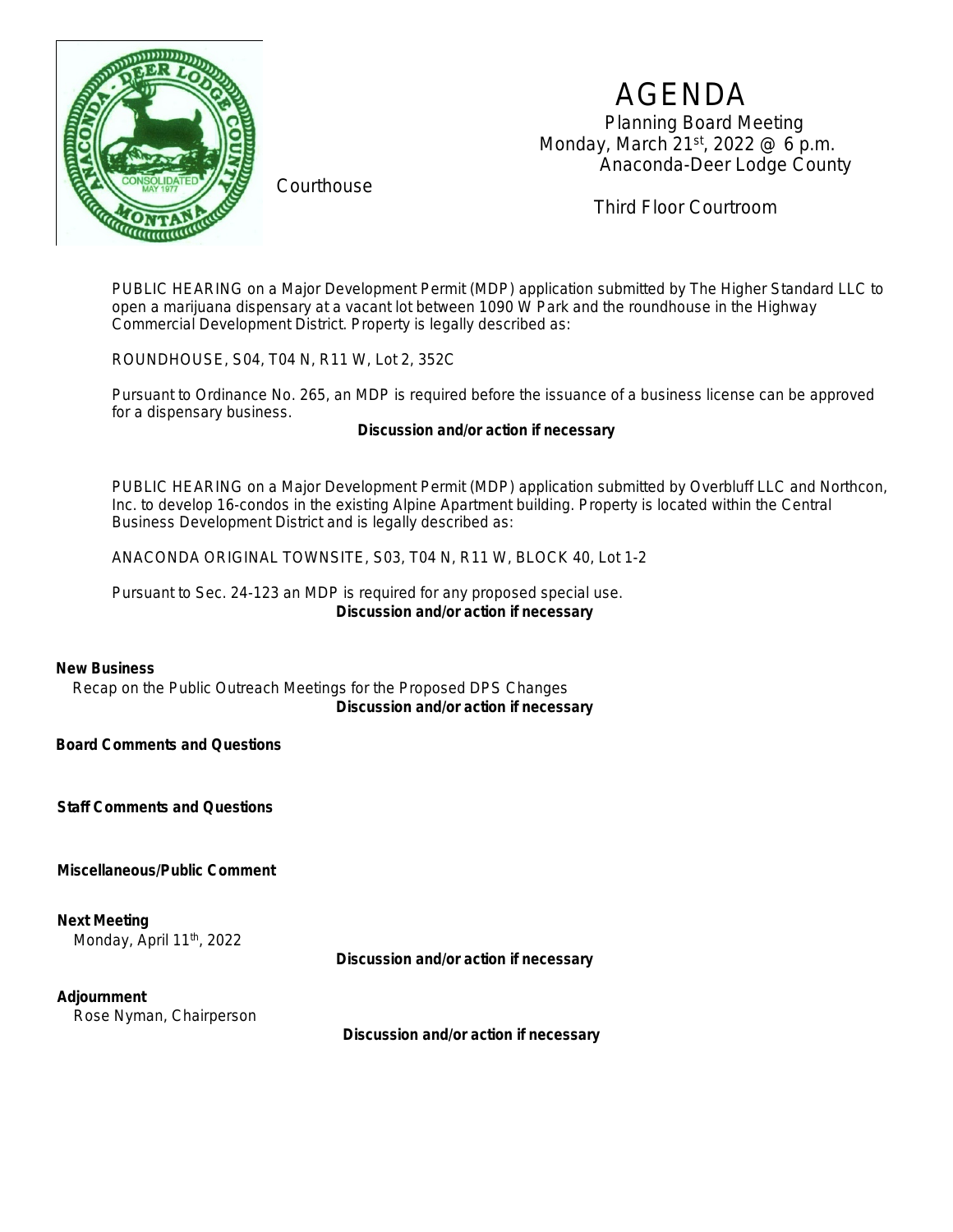# AGENDA

Planning Board Meeting
Monday, March 21st, 2022 @ 6 p.m.
Anaconda-Deer Lodge County
Courthouse
Third Floor Courtroom

PUBLIC HEARING on a Major Development Permit (MDP) application submitted by The Higher Standard LLC to open a marijuana dispensary at a vacant lot between 1090 W Park and the roundhouse in the Highway Commercial Development District. Property is legally described as:

ROUNDHOUSE, S04, T04 N, R11 W, Lot 2, 352C

Pursuant to Ordinance No. 265, an MDP is required before the issuance of a business license can be approved for a dispensary business.

**Discussion and/or action if necessary**

PUBLIC HEARING on a Major Development Permit (MDP) application submitted by Overbluff LLC and Northcon, Inc. to develop 16-condos in the existing Alpine Apartment building. Property is located within the Central Business Development District and is legally described as:

ANACONDA ORIGINAL TOWNSITE, S03, T04 N, R11 W, BLOCK 40, Lot 1-2

Pursuant to Sec. 24-123 an MDP is required for any proposed special use.

**Discussion and/or action if necessary**

**New Business**

Recap on the Public Outreach Meetings for the Proposed DPS Changes

**Discussion and/or action if necessary**

**Board Comments and Questions**

**Staff Comments and Questions**

**Miscellaneous/Public Comment**

**Next Meeting**

Monday, April 11th, 2022

**Discussion and/or action if necessary**

**Adjournment**

Rose Nyman, Chairperson

**Discussion and/or action if necessary**